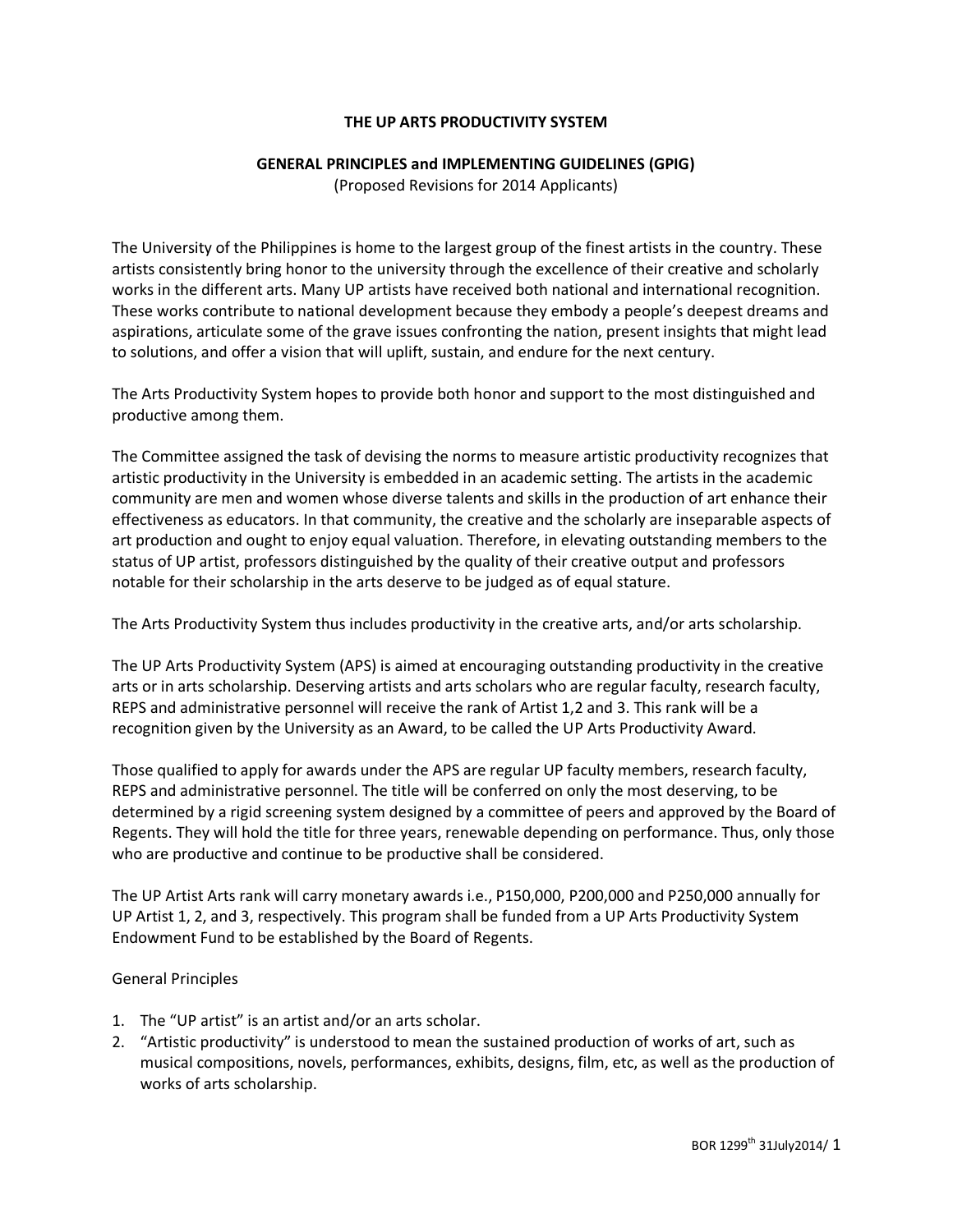# THE UP ARTS PRODUCTIVITY SYSTEM

## GENERAL PRINCIPLES and IMPLEMENTING GUIDELINES (GPIG)

(Proposed Revisions for 2014 Applicants)

The University of the Philippines is home to the largest group of the finest artists in the country. These artists consistently bring honor to the university through the excellence of their creative and scholarly works in the different arts. Many UP artists have received both national and international recognition. These works contribute to national development because they embody a people's deepest dreams and aspirations, articulate some of the grave issues confronting the nation, present insights that might lead to solutions, and offer a vision that will uplift, sustain, and endure for the next century.

The Arts Productivity System hopes to provide both honor and support to the most distinguished and productive among them.

The Committee assigned the task of devising the norms to measure artistic productivity recognizes that artistic productivity in the University is embedded in an academic setting. The artists in the academic community are men and women whose diverse talents and skills in the production of art enhance their effectiveness as educators. In that community, the creative and the scholarly are inseparable aspects of art production and ought to enjoy equal valuation. Therefore, in elevating outstanding members to the status of UP artist, professors distinguished by the quality of their creative output and professors notable for their scholarship in the arts deserve to be judged as of equal stature.

The Arts Productivity System thus includes productivity in the creative arts, and/or arts scholarship.

The UP Arts Productivity System (APS) is aimed at encouraging outstanding productivity in the creative arts or in arts scholarship. Deserving artists and arts scholars who are regular faculty, research faculty, REPS and administrative personnel will receive the rank of Artist 1,2 and 3. This rank will be a recognition given by the University as an Award, to be called the UP Arts Productivity Award.

Those qualified to apply for awards under the APS are regular UP faculty members, research faculty, REPS and administrative personnel. The title will be conferred on only the most deserving, to be determined by a rigid screening system designed by a committee of peers and approved by the Board of Regents. They will hold the title for three years, renewable depending on performance. Thus, only those who are productive and continue to be productive shall be considered.

The UP Artist Arts rank will carry monetary awards i.e., P150,000, P200,000 and P250,000 annually for UP Artist 1, 2, and 3, respectively. This program shall be funded from a UP Arts Productivity System Endowment Fund to be established by the Board of Regents.

General Principles

1. The "UP artist" is an artist and/or an arts scholar.
2. "Artistic productivity" is understood to mean the sustained production of works of art, such as musical compositions, novels, performances, exhibits, designs, film, etc, as well as the production of works of arts scholarship.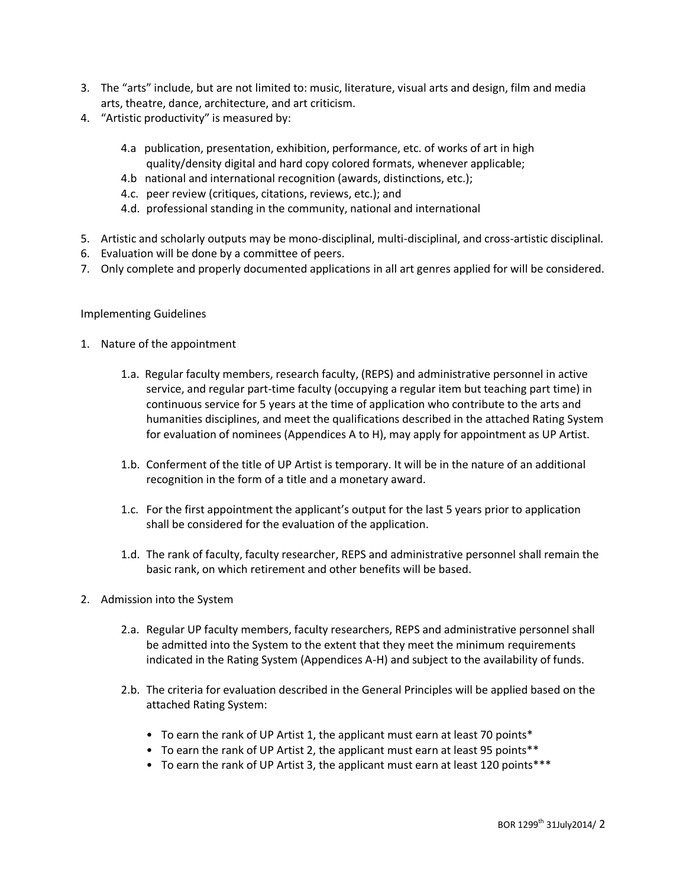3. The "arts" include, but are not limited to: music, literature, visual arts and design, film and media arts, theatre, dance, architecture, and art criticism.
4. "Artistic productivity" is measured by:

    4.a publication, presentation, exhibition, performance, etc. of works of art in high quality/density digital and hard copy colored formats, whenever applicable;
    4.b national and international recognition (awards, distinctions, etc.);
    4.c. peer review (critiques, citations, reviews, etc.); and
    4.d. professional standing in the community, national and international

5. Artistic and scholarly outputs may be mono-disciplinal, multi-disciplinal, and cross-artistic disciplinal.
6. Evaluation will be done by a committee of peers.
7. Only complete and properly documented applications in all art genres applied for will be considered.

Implementing Guidelines

1. Nature of the appointment

    1.a. Regular faculty members, research faculty, (REPS) and administrative personnel in active service, and regular part-time faculty (occupying a regular item but teaching part time) in continuous service for 5 years at the time of application who contribute to the arts and humanities disciplines, and meet the qualifications described in the attached Rating System for evaluation of nominees (Appendices A to H), may apply for appointment as UP Artist.

    1.b. Conferment of the title of UP Artist is temporary. It will be in the nature of an additional recognition in the form of a title and a monetary award.

    1.c. For the first appointment the applicant's output for the last 5 years prior to application shall be considered for the evaluation of the application.

    1.d. The rank of faculty, faculty researcher, REPS and administrative personnel shall remain the basic rank, on which retirement and other benefits will be based.

2. Admission into the System

    2.a. Regular UP faculty members, faculty researchers, REPS and administrative personnel shall be admitted into the System to the extent that they meet the minimum requirements indicated in the Rating System (Appendices A-H) and subject to the availability of funds.

    2.b. The criteria for evaluation described in the General Principles will be applied based on the attached Rating System:

    - To earn the rank of UP Artist 1, the applicant must earn at least 70 points*
    - To earn the rank of UP Artist 2, the applicant must earn at least 95 points**
    - To earn the rank of UP Artist 3, the applicant must earn at least 120 points***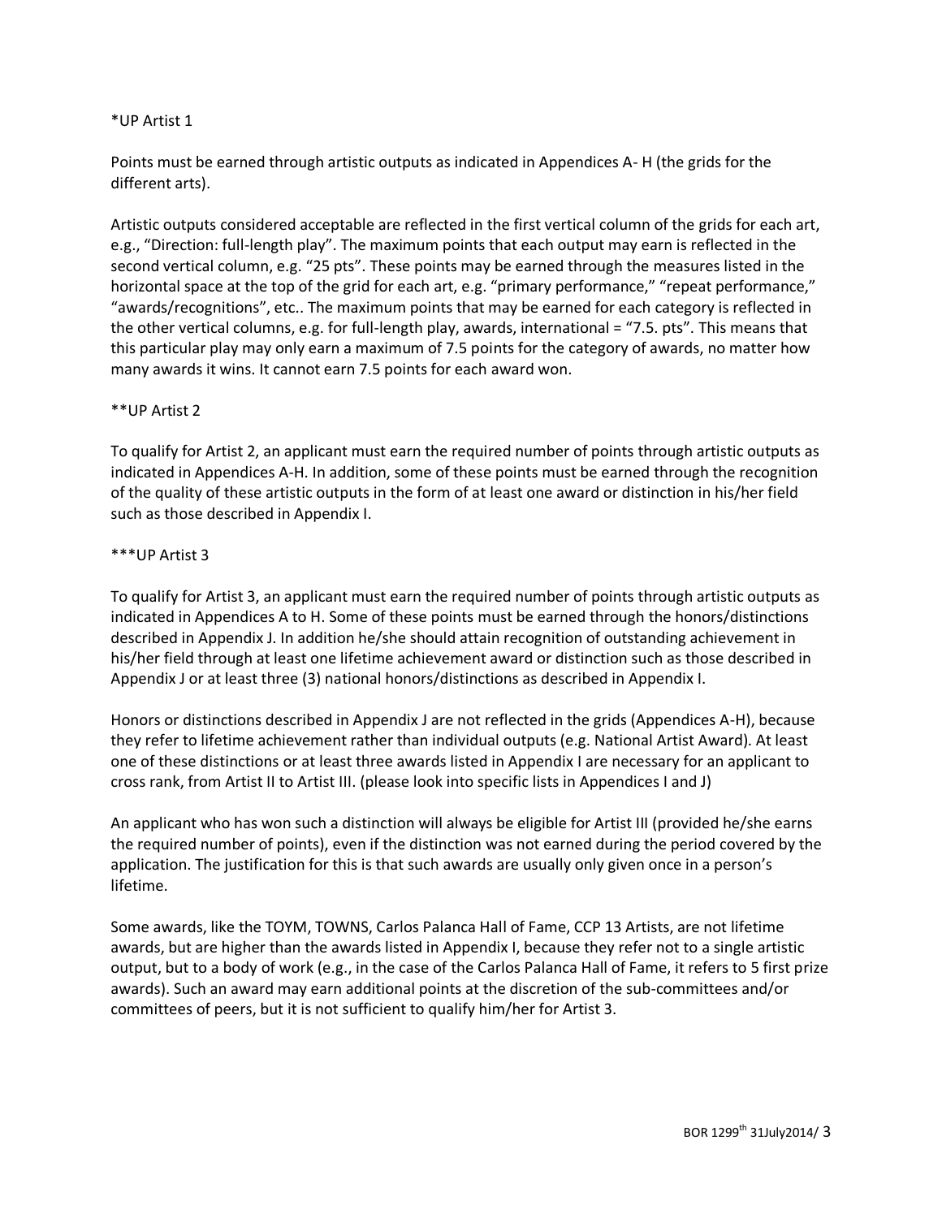*UP Artist 1

Points must be earned through artistic outputs as indicated in Appendices A- H (the grids for the different arts).

Artistic outputs considered acceptable are reflected in the first vertical column of the grids for each art, e.g., “Direction: full-length play”. The maximum points that each output may earn is reflected in the second vertical column, e.g. “25 pts”. These points may be earned through the measures listed in the horizontal space at the top of the grid for each art, e.g. “primary performance,” “repeat performance,” “awards/recognitions”, etc.. The maximum points that may be earned for each category is reflected in the other vertical columns, e.g. for full-length play, awards, international = “7.5. pts”. This means that this particular play may only earn a maximum of 7.5 points for the category of awards, no matter how many awards it wins. It cannot earn 7.5 points for each award won.

**UP Artist 2

To qualify for Artist 2, an applicant must earn the required number of points through artistic outputs as indicated in Appendices A-H. In addition, some of these points must be earned through the recognition of the quality of these artistic outputs in the form of at least one award or distinction in his/her field such as those described in Appendix I.

***UP Artist 3

To qualify for Artist 3, an applicant must earn the required number of points through artistic outputs as indicated in Appendices A to H. Some of these points must be earned through the honors/distinctions described in Appendix J. In addition he/she should attain recognition of outstanding achievement in his/her field through at least one lifetime achievement award or distinction such as those described in Appendix J or at least three (3) national honors/distinctions as described in Appendix I.

Honors or distinctions described in Appendix J are not reflected in the grids (Appendices A-H), because they refer to lifetime achievement rather than individual outputs (e.g. National Artist Award). At least one of these distinctions or at least three awards listed in Appendix I are necessary for an applicant to cross rank, from Artist II to Artist III. (please look into specific lists in Appendices I and J)

An applicant who has won such a distinction will always be eligible for Artist III (provided he/she earns the required number of points), even if the distinction was not earned during the period covered by the application. The justification for this is that such awards are usually only given once in a person’s lifetime.

Some awards, like the TOYM, TOWNS, Carlos Palanca Hall of Fame, CCP 13 Artists, are not lifetime awards, but are higher than the awards listed in Appendix I, because they refer not to a single artistic output, but to a body of work (e.g., in the case of the Carlos Palanca Hall of Fame, it refers to 5 first prize awards). Such an award may earn additional points at the discretion of the sub-committees and/or committees of peers, but it is not sufficient to qualify him/her for Artist 3.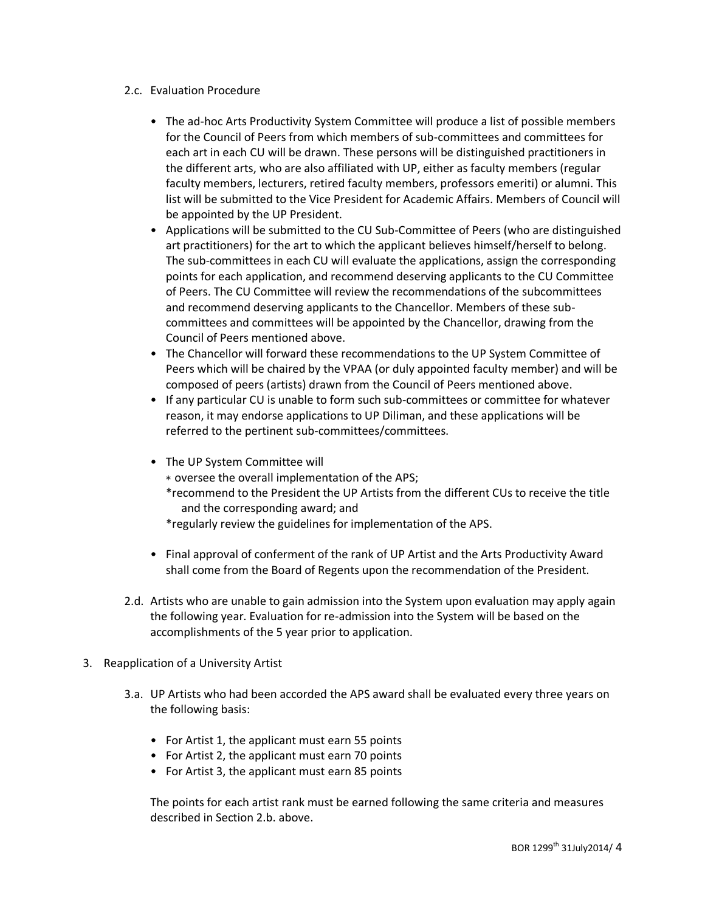2.c. Evaluation Procedure

- The ad-hoc Arts Productivity System Committee will produce a list of possible members for the Council of Peers from which members of sub-committees and committees for each art in each CU will be drawn. These persons will be distinguished practitioners in the different arts, who are also affiliated with UP, either as faculty members (regular faculty members, lecturers, retired faculty members, professors emeriti) or alumni. This list will be submitted to the Vice President for Academic Affairs. Members of Council will be appointed by the UP President.
- Applications will be submitted to the CU Sub-Committee of Peers (who are distinguished art practitioners) for the art to which the applicant believes himself/herself to belong. The sub-committees in each CU will evaluate the applications, assign the corresponding points for each application, and recommend deserving applicants to the CU Committee of Peers. The CU Committee will review the recommendations of the subcommittees and recommend deserving applicants to the Chancellor. Members of these sub-committees and committees will be appointed by the Chancellor, drawing from the Council of Peers mentioned above.
- The Chancellor will forward these recommendations to the UP System Committee of Peers which will be chaired by the VPAA (or duly appointed faculty member) and will be composed of peers (artists) drawn from the Council of Peers mentioned above.
- If any particular CU is unable to form such sub-committees or committee for whatever reason, it may endorse applications to UP Diliman, and these applications will be referred to the pertinent sub-committees/committees.
- The UP System Committee will
  - oversee the overall implementation of the APS;
  - recommend to the President the UP Artists from the different CUs to receive the title and the corresponding award; and
  - regularly review the guidelines for implementation of the APS.
- Final approval of conferment of the rank of UP Artist and the Arts Productivity Award shall come from the Board of Regents upon the recommendation of the President.

2.d. Artists who are unable to gain admission into the System upon evaluation may apply again the following year. Evaluation for re-admission into the System will be based on the accomplishments of the 5 year prior to application.

3. Reapplication of a University Artist

3.a. UP Artists who had been accorded the APS award shall be evaluated every three years on the following basis:

- For Artist 1, the applicant must earn 55 points
- For Artist 2, the applicant must earn 70 points
- For Artist 3, the applicant must earn 85 points

The points for each artist rank must be earned following the same criteria and measures described in Section 2.b. above.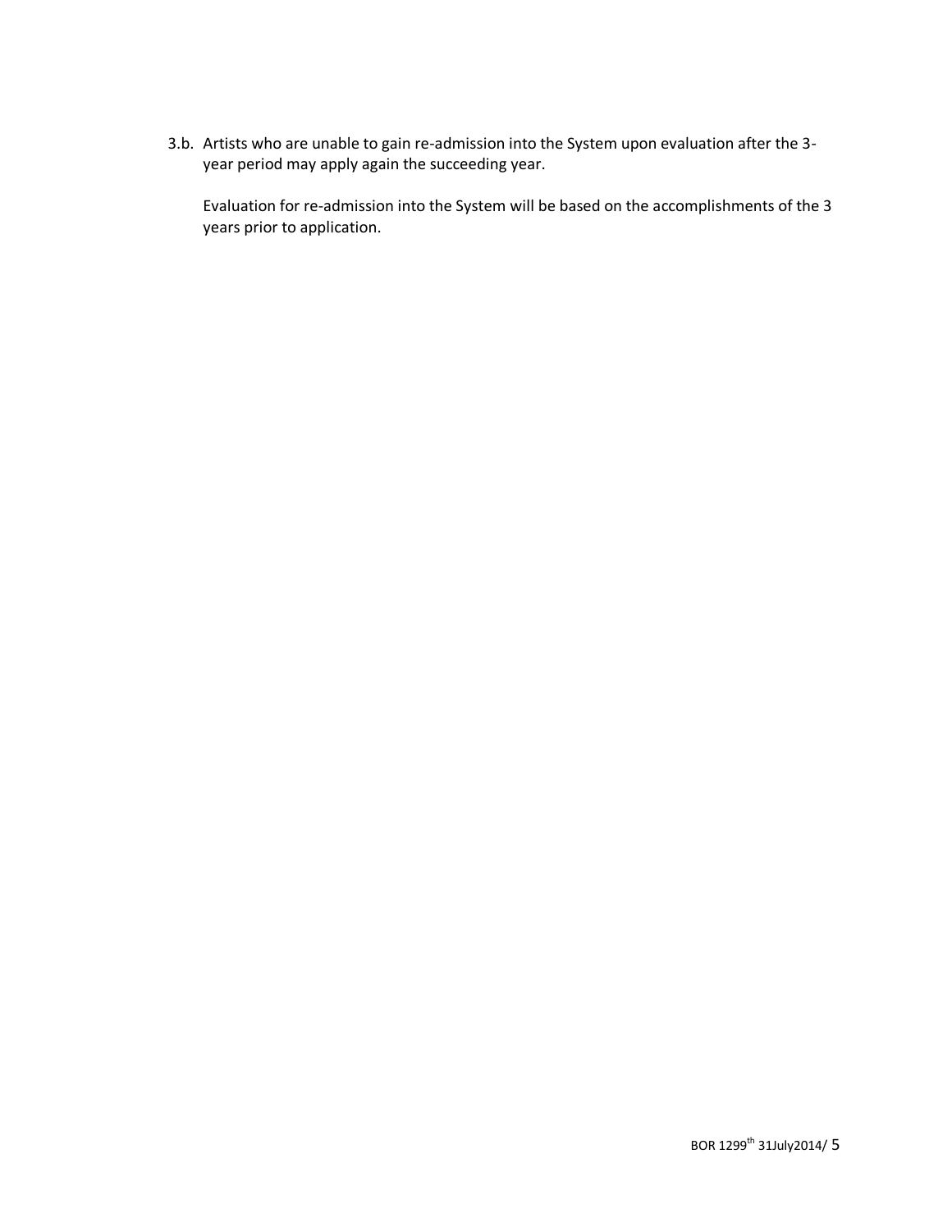3.b. Artists who are unable to gain re-admission into the System upon evaluation after the 3-year period may apply again the succeeding year.

Evaluation for re-admission into the System will be based on the accomplishments of the 3 years prior to application.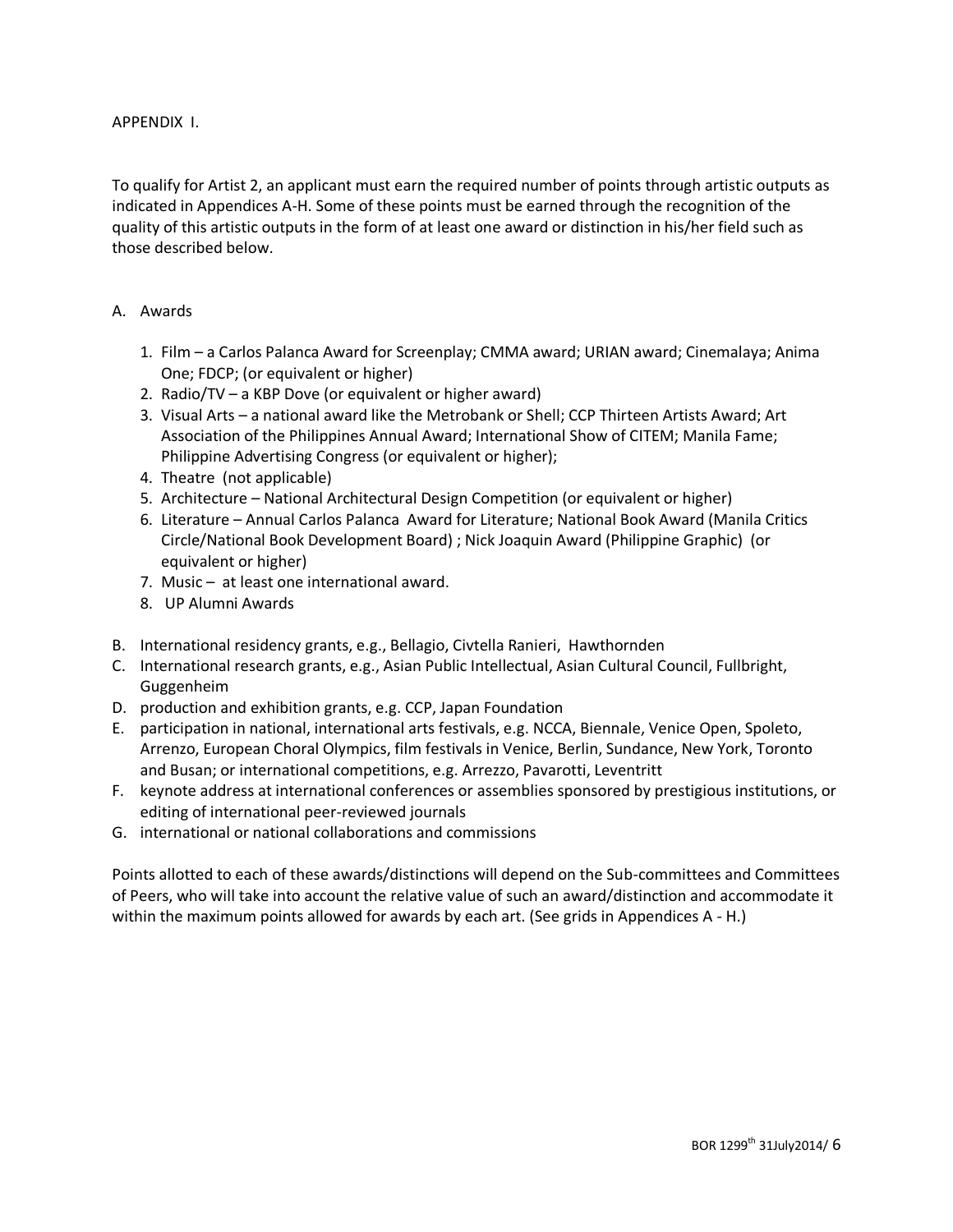APPENDIX I.

To qualify for Artist 2, an applicant must earn the required number of points through artistic outputs as indicated in Appendices A-H. Some of these points must be earned through the recognition of the quality of this artistic outputs in the form of at least one award or distinction in his/her field such as those described below.

A. Awards

    1. Film – a Carlos Palanca Award for Screenplay; CMMA award; URIAN award; Cinemalaya; Anima One; FDCP; (or equivalent or higher)
    2. Radio/TV – a KBP Dove (or equivalent or higher award)
    3. Visual Arts – a national award like the Metrobank or Shell; CCP Thirteen Artists Award; Art Association of the Philippines Annual Award; International Show of CITEM; Manila Fame; Philippine Advertising Congress (or equivalent or higher);
    4. Theatre (not applicable)
    5. Architecture – National Architectural Design Competition (or equivalent or higher)
    6. Literature – Annual Carlos Palanca Award for Literature; National Book Award (Manila Critics Circle/National Book Development Board) ; Nick Joaquin Award (Philippine Graphic) (or equivalent or higher)
    7. Music – at least one international award.
    8. UP Alumni Awards

B. International residency grants, e.g., Bellagio, Civtella Ranieri, Hawthornden
C. International research grants, e.g., Asian Public Intellectual, Asian Cultural Council, Fullbright, Guggenheim
D. production and exhibition grants, e.g. CCP, Japan Foundation
E. participation in national, international arts festivals, e.g. NCCA, Biennale, Venice Open, Spoleto, Arrenzo, European Choral Olympics, film festivals in Venice, Berlin, Sundance, New York, Toronto and Busan; or international competitions, e.g. Arrezzo, Pavarotti, Leventritt
F. keynote address at international conferences or assemblies sponsored by prestigious institutions, or editing of international peer-reviewed journals
G. international or national collaborations and commissions

Points allotted to each of these awards/distinctions will depend on the Sub-committees and Committees of Peers, who will take into account the relative value of such an award/distinction and accommodate it within the maximum points allowed for awards by each art. (See grids in Appendices A - H.)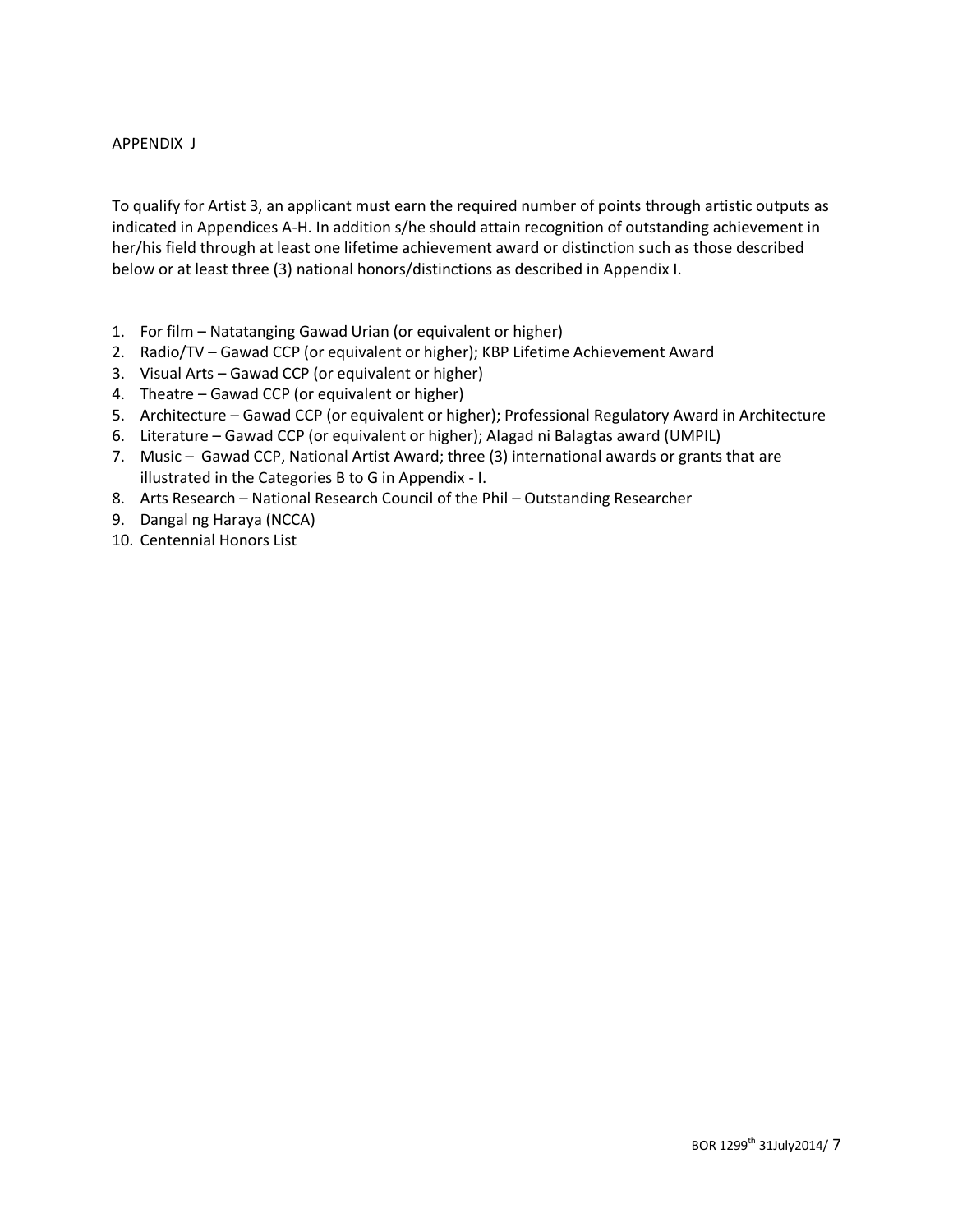APPENDIX J

To qualify for Artist 3, an applicant must earn the required number of points through artistic outputs as indicated in Appendices A-H. In addition s/he should attain recognition of outstanding achievement in her/his field through at least one lifetime achievement award or distinction such as those described below or at least three (3) national honors/distinctions as described in Appendix I.

1. For film – Natatanging Gawad Urian (or equivalent or higher)
2. Radio/TV – Gawad CCP (or equivalent or higher); KBP Lifetime Achievement Award
3. Visual Arts – Gawad CCP (or equivalent or higher)
4. Theatre – Gawad CCP (or equivalent or higher)
5. Architecture – Gawad CCP (or equivalent or higher); Professional Regulatory Award in Architecture
6. Literature – Gawad CCP (or equivalent or higher); Alagad ni Balagtas award (UMPIL)
7. Music – Gawad CCP, National Artist Award; three (3) international awards or grants that are illustrated in the Categories B to G in Appendix - I.
8. Arts Research – National Research Council of the Phil – Outstanding Researcher
9. Dangal ng Haraya (NCCA)
10. Centennial Honors List